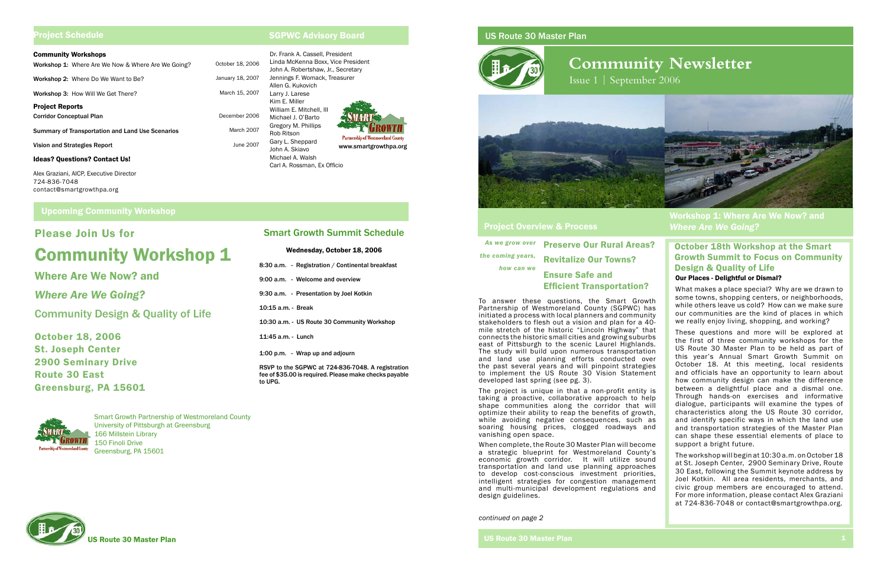## Project Schedule

**Community Workshops**

| | |
|---|---|
| Workshop 1: Where Are We Now & Where Are We Going? | October 18, 2006 |
| Workshop 2: Where Do We Want to Be? | January 18, 2007 |
| Workshop 3: How Will We Get There? | March 15, 2007 |

**Project Reports**

| | |
|---|---|
| Corridor Conceptual Plan | December 2006 |
| Summary of Transportation and Land Use Scenarios | March 2007 |
| Vision and Strategies Report | June 2007 |

**Ideas? Questions? Contact Us!**

Alex Graziani, AICP, Executive Director
724-836-7048
contact@smartgrowthpa.org

## SGPWC Advisory Board

Dr. Frank A. Cassell, President
Linda McKenna Boxx, Vice President
John A. Robertshaw, Jr., Secretary
Jennings F. Womack, Treasurer
Allen G. Kukovich
Larry J. Larese
Kim E. Miller
William E. Mitchell, III
Michael J. O'Barto
Gregory M. Phillips
Rob Ritson
Gary L. Sheppard
John A. Skiavo
Michael A. Walsh
Carl A. Rossman, Ex Officio

Smart Growth Partnership of Westmoreland County
www.smartgrowthpa.org

## Upcoming Community Workshop

### Please Join Us for

# Community Workshop 1

### Where Are We Now? and *Where Are We Going?*

### Community Design & Quality of Life

**October 18, 2006**
**St. Joseph Center**
**2900 Seminary Drive**
**Route 30 East**
**Greensburg, PA 15601**

Smart Growth Partnership of Westmoreland County
University of Pittsburgh at Greensburg
166 Millstein Library
150 Finoli Drive
Greensburg, PA 15601

### Smart Growth Summit Schedule

**Wednesday, October 18, 2006**

8:30 a.m. - Registration / Continental breakfast

9:00 a.m. - Welcome and overview

9:30 a.m. - Presentation by Joel Kotkin

10:15 a.m. - Break

10:30 a.m. - US Route 30 Community Workshop

11:45 a.m. - Lunch

1:00 p.m. - Wrap up and adjourn

**RSVP to the SGPWC at 724-836-7048. A registration fee of $35.00 is required. Please make checks payable to UPG.**

US Route 30 Master Plan

# Community Newsletter

Issue 1 | September 2006

## Project Overview & Process

*As we grow over the coming years, how can we*

**Preserve Our Rural Areas?**
**Revitalize Our Towns?**
**Ensure Safe and Efficient Transportation?**

To answer these questions, the Smart Growth Partnership of Westmoreland County (SGPWC) has initiated a process with local planners and community stakeholders to flesh out a vision and plan for a 40-mile stretch of the historic "Lincoln Highway" that connects the historic small cities and growing suburbs east of Pittsburgh to the scenic Laurel Highlands. The study will build upon numerous transportation and land use planning efforts conducted over the past several years and will pinpoint strategies to implement the US Route 30 Vision Statement developed last spring (see pg. 3).

The project is unique in that a non-profit entity is taking a proactive, collaborative approach to help shape communities along the corridor that will optimize their ability to reap the benefits of growth, while avoiding negative consequences, such as soaring housing prices, clogged roadways and vanishing open space.

When complete, the Route 30 Master Plan will become a strategic blueprint for Westmoreland County's economic growth corridor. It will utilize sound transportation and land use planning approaches to develop cost-conscious investment priorities, intelligent strategies for congestion management and multi-municipal development regulations and design guidelines.

*continued on page 2*

## Workshop 1: Where Are We Now? and *Where Are We Going?*

### October 18th Workshop at the Smart Growth Summit to Focus on Community Design & Quality of Life

**Our Places - Delightful or Dismal?**

What makes a place special? Why are we drawn to some towns, shopping centers, or neighborhoods, while others leave us cold? How can we make sure our communities are the kind of places in which we really enjoy living, shopping, and working?

These questions and more will be explored at the first of three community workshops for the US Route 30 Master Plan to be held as part of this year's Annual Smart Growth Summit on October 18. At this meeting, local residents and officials have an opportunity to learn about how community design can make the difference between a delightful place and a dismal one. Through hands-on exercises and informative dialogue, participants will examine the types of characteristics along the US Route 30 corridor, and identify specific ways in which the land use and transportation strategies of the Master Plan can shape these essential elements of place to support a bright future.

The workshop will begin at 10:30 a.m. on October 18 at St. Joseph Center, 2900 Seminary Drive, Route 30 East, following the Summit keynote address by Joel Kotkin. All area residents, merchants, and civic group members are encouraged to attend. For more information, please contact Alex Graziani at 724-836-7048 or contact@smartgrowthpa.org.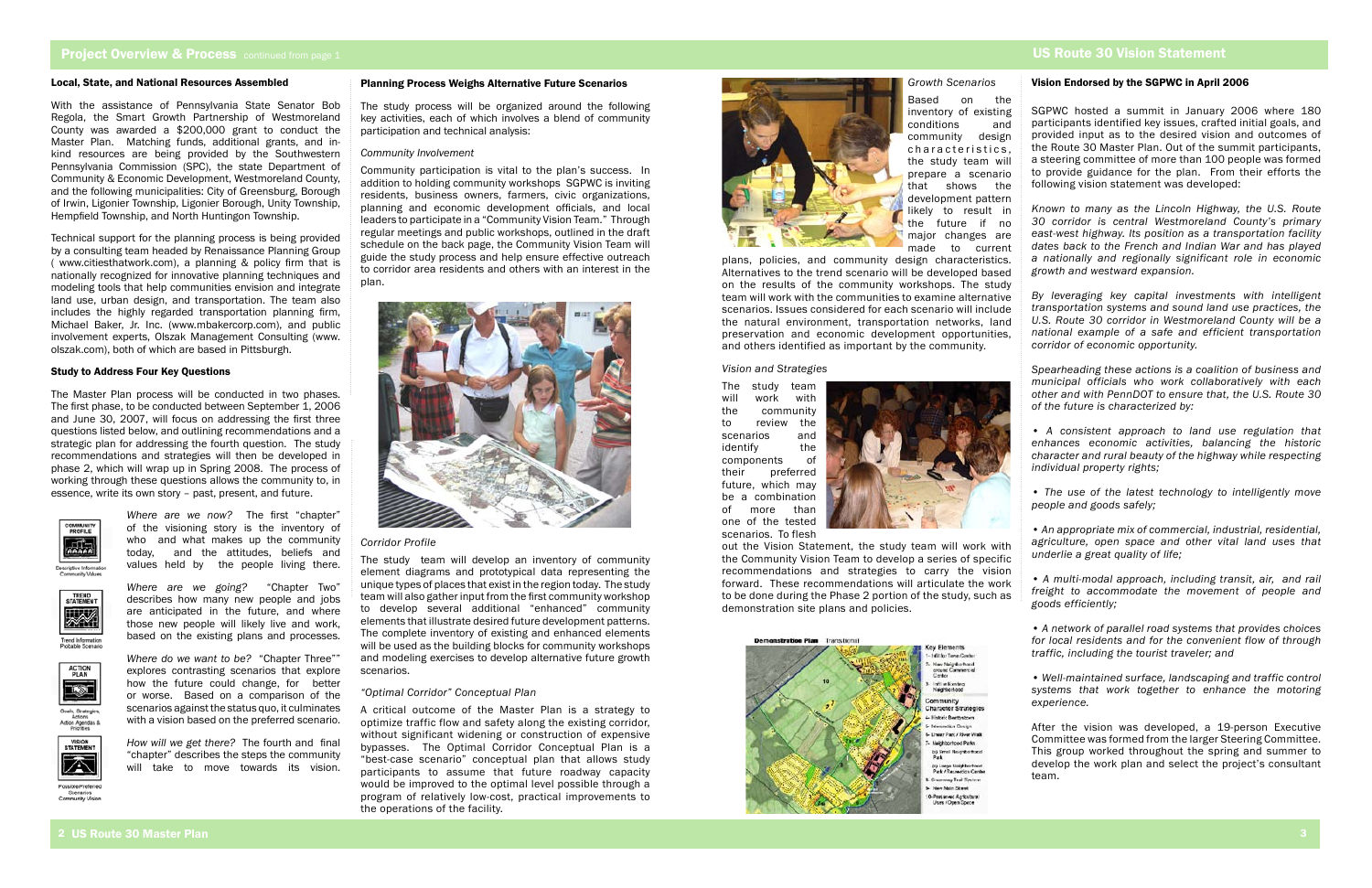## Project Overview & Process continued from page 1

### Local, State, and National Resources Assembled

With the assistance of Pennsylvania State Senator Bob Regola, the Smart Growth Partnership of Westmoreland County was awarded a $200,000 grant to conduct the Master Plan. Matching funds, additional grants, and in-kind resources are being provided by the Southwestern Pennsylvania Commission (SPC), the state Department of Community & Economic Development, Westmoreland County, and the following municipalities: City of Greensburg, Borough of Irwin, Ligonier Township, Ligonier Borough, Unity Township, Hempfield Township, and North Huntingon Township.

Technical support for the planning process is being provided by a consulting team headed by Renaissance Planning Group ( www.citiesthatwork.com), a planning & policy firm that is nationally recognized for innovative planning techniques and modeling tools that help communities envision and integrate land use, urban design, and transportation. The team also includes the highly regarded transportation planning firm, Michael Baker, Jr. Inc. (www.mbakercorp.com), and public involvement experts, Olszak Management Consulting (www.olszak.com), both of which are based in Pittsburgh.

### Study to Address Four Key Questions

The Master Plan process will be conducted in two phases. The first phase, to be conducted between September 1, 2006 and June 30, 2007, will focus on addressing the first three questions listed below, and outlining recommendations and a strategic plan for addressing the fourth question. The study recommendations and strategies will then be developed in phase 2, which will wrap up in Spring 2008. The process of working through these questions allows the community to, in essence, write its own story – past, present, and future.

COMMUNITY PROFILE
Descriptive Information Community Values

*Where are we now?* The first "chapter" of the visioning story is the inventory of who and what makes up the community today, and the attitudes, beliefs and values held by the people living there.

TREND STATEMENT
Trend Information Probable Scenario

*Where are we going?* "Chapter Two" describes how many new people and jobs are anticipated in the future, and where those new people will likely live and work, based on the existing plans and processes.

ACTION PLAN
Goals, Strategies, Actions Action Agendas & Priorities

*Where do we want to be?* "Chapter Three"" explores contrasting scenarios that explore how the future could change, for better or worse. Based on a comparison of the scenarios against the status quo, it culminates with a vision based on the preferred scenario.

VISION STATEMENT
Possible/Preferred Scenarios Community Vision

*How will we get there?* The fourth and final "chapter" describes the steps the community will take to move towards its vision.

### Planning Process Weighs Alternative Future Scenarios

The study process will be organized around the following key activities, each of which involves a blend of community participation and technical analysis:

*Community Involvement*

Community participation is vital to the plan's success. In addition to holding community workshops SGPWC is inviting residents, business owners, farmers, civic organizations, planning and economic development officials, and local leaders to participate in a "Community Vision Team." Through regular meetings and public workshops, outlined in the draft schedule on the back page, the Community Vision Team will guide the study process and help ensure effective outreach to corridor area residents and others with an interest in the plan.

*Corridor Profile*

The study team will develop an inventory of community element diagrams and prototypical data representing the unique types of places that exist in the region today. The study team will also gather input from the first community workshop to develop several additional "enhanced" community elements that illustrate desired future development patterns. The complete inventory of existing and enhanced elements will be used as the building blocks for community workshops and modeling exercises to develop alternative future growth scenarios.

*"Optimal Corridor" Conceptual Plan*

A critical outcome of the Master Plan is a strategy to optimize traffic flow and safety along the existing corridor, without significant widening or construction of expensive bypasses. The Optimal Corridor Conceptual Plan is a "best-case scenario" conceptual plan that allows study participants to assume that future roadway capacity would be improved to the optimal level possible through a program of relatively low-cost, practical improvements to the operations of the facility.

*Growth Scenarios*

Based on the inventory of existing conditions and community design characteristics, the study team will prepare a scenario that shows the development pattern likely to result in the future if no major changes are made to current plans, policies, and community design characteristics. Alternatives to the trend scenario will be developed based on the results of the community workshops. The study team will work with the communities to examine alternative scenarios. Issues considered for each scenario will include the natural environment, transportation networks, land preservation and economic development opportunities, and others identified as important by the community.

*Vision and Strategies*

The study team will work with the community to review the scenarios and identify the components of their preferred future, which may be a combination of more than one of the tested scenarios. To flesh out the Vision Statement, the study team will work with the Community Vision Team to develop a series of specific recommendations and strategies to carry the vision forward. These recommendations will articulate the work to be done during the Phase 2 portion of the study, such as demonstration site plans and policies.

## US Route 30 Vision Statement

### Vision Endorsed by the SGPWC in April 2006

SGPWC hosted a summit in January 2006 where 180 participants identified key issues, crafted initial goals, and provided input as to the desired vision and outcomes of the Route 30 Master Plan. Out of the summit participants, a steering committee of more than 100 people was formed to provide guidance for the plan. From their efforts the following vision statement was developed:

*Known to many as the Lincoln Highway, the U.S. Route 30 corridor is central Westmoreland County's primary east-west highway. Its position as a transportation facility dates back to the French and Indian War and has played a nationally and regionally significant role in economic growth and westward expansion.*

*By leveraging key capital investments with intelligent transportation systems and sound land use practices, the U.S. Route 30 corridor in Westmoreland County will be a national example of a safe and efficient transportation corridor of economic opportunity.*

*Spearheading these actions is a coalition of business and municipal officials who work collaboratively with each other and with PennDOT to ensure that, the U.S. Route 30 of the future is characterized by:*

- *A consistent approach to land use regulation that enhances economic activities, balancing the historic character and rural beauty of the highway while respecting individual property rights;*
- *The use of the latest technology to intelligently move people and goods safely;*
- *An appropriate mix of commercial, industrial, residential, agriculture, open space and other vital land uses that underlie a great quality of life;*
- *A multi-modal approach, including transit, air, and rail freight to accommodate the movement of people and goods efficiently;*
- *A network of parallel road systems that provides choices for local residents and for the convenient flow of through traffic, including the tourist traveler; and*
- *Well-maintained surface, landscaping and traffic control systems that work together to enhance the motoring experience.*

After the vision was developed, a 19-person Executive Committee was formed from the larger Steering Committee. This group worked throughout the spring and summer to develop the work plan and select the project's consultant team.